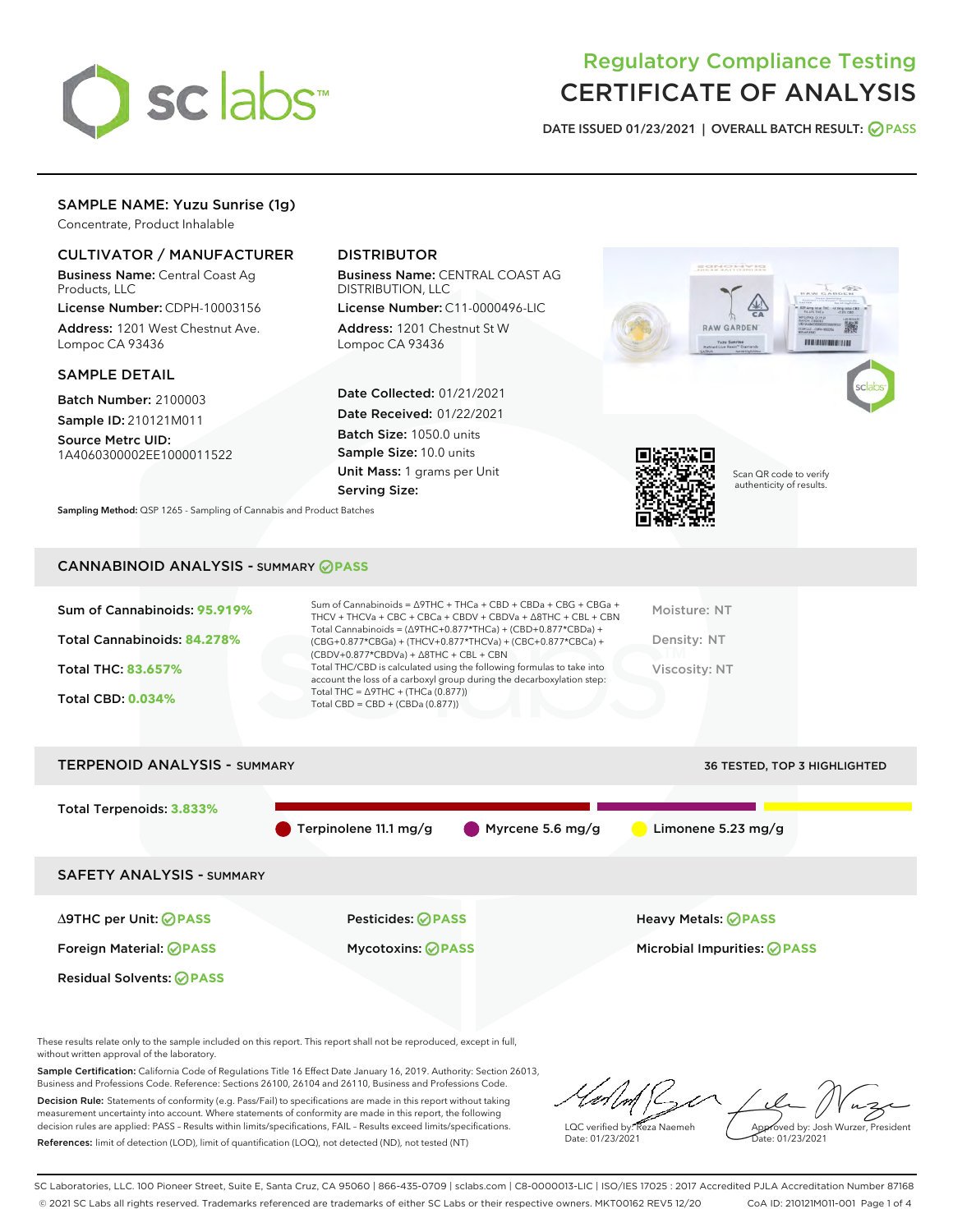# Regulatory Compliance Testing
# CERTIFICATE OF ANALYSIS

DATE ISSUED 01/23/2021 | OVERALL BATCH RESULT: PASS

## SAMPLE NAME: Yuzu Sunrise (1g)

Concentrate, Product Inhalable

### CULTIVATOR / MANUFACTURER

**Business Name:** Central Coast Ag Products, LLC

**License Number:** CDPH-10003156

**Address:** 1201 West Chestnut Ave. Lompoc CA 93436

### DISTRIBUTOR

**Business Name:** CENTRAL COAST AG DISTRIBUTION, LLC

**License Number:** C11-0000496-LIC

**Address:** 1201 Chestnut St W Lompoc CA 93436

### SAMPLE DETAIL

**Batch Number:** 2100003

**Sample ID:** 210121M011

**Source Metrc UID:** 1A4060300002EE1000011522

**Date Collected:** 01/21/2021

**Date Received:** 01/22/2021

**Batch Size:** 1050.0 units

**Sample Size:** 10.0 units

**Unit Mass:** 1 grams per Unit

**Serving Size:**

Scan QR code to verify authenticity of results.

**Sampling Method:** QSP 1265 - Sampling of Cannabis and Product Batches

## CANNABINOID ANALYSIS - SUMMARY PASS

**Sum of Cannabinoids:** 95.919%

**Total Cannabinoids:** 84.278%

**Total THC:** 83.657%

**Total CBD:** 0.034%

Sum of Cannabinoids = Δ9THC + THCa + CBD + CBDa + CBG + CBGa + THCV + THCVa + CBC + CBCa + CBDV + CBDVa + Δ8THC + CBL + CBN

Total Cannabinoids = (Δ9THC+0.877*THCa) + (CBD+0.877*CBDa) + (CBG+0.877*CBGa) + (THCV+0.877*THCVa) + (CBC+0.877*CBCa) + (CBDV+0.877*CBDVa) + Δ8THC + CBL + CBN

Total THC/CBD is calculated using the following formulas to take into account the loss of a carboxyl group during the decarboxylation step:
Total THC = Δ9THC + (THCa (0.877))
Total CBD = CBD + (CBDa (0.877))

Moisture: NT

Density: NT

Viscosity: NT

## TERPENOID ANALYSIS - SUMMARY

36 TESTED, TOP 3 HIGHLIGHTED

**Total Terpenoids:** 3.833%

Terpinolene 11.1 mg/g | Myrcene 5.6 mg/g | Limonene 5.23 mg/g

## SAFETY ANALYSIS - SUMMARY

| | | |
|---|---|---|
| Δ9THC per Unit: PASS | Pesticides: PASS | Heavy Metals: PASS |
| Foreign Material: PASS | Mycotoxins: PASS | Microbial Impurities: PASS |
| Residual Solvents: PASS | | |

These results relate only to the sample included on this report. This report shall not be reproduced, except in full, without written approval of the laboratory.

**Sample Certification:** California Code of Regulations Title 16 Effect Date January 16, 2019. Authority: Section 26013, Business and Professions Code. Reference: Sections 26100, 26104 and 26110, Business and Professions Code.

**Decision Rule:** Statements of conformity (e.g. Pass/Fail) to specifications are made in this report without taking measurement uncertainty into account. Where statements of conformity are made in this report, the following decision rules are applied: PASS – Results within limits/specifications, FAIL – Results exceed limits/specifications.

**References:** limit of detection (LOD), limit of quantification (LOQ), not detected (ND), not tested (NT)

LQC verified by: Reza Naemeh
Date: 01/23/2021

Approved by: Josh Wurzer, President
Date: 01/23/2021

SC Laboratories, LLC. 100 Pioneer Street, Suite E, Santa Cruz, CA 95060 | 866-435-0709 | sclabs.com | C8-0000013-LIC | ISO/IES 17025 : 2017 Accredited PJLA Accreditation Number 87168
© 2021 SC Labs all rights reserved. Trademarks referenced are trademarks of either SC Labs or their respective owners. MKT00162 REV5 12/20 CoA ID: 210121M011-001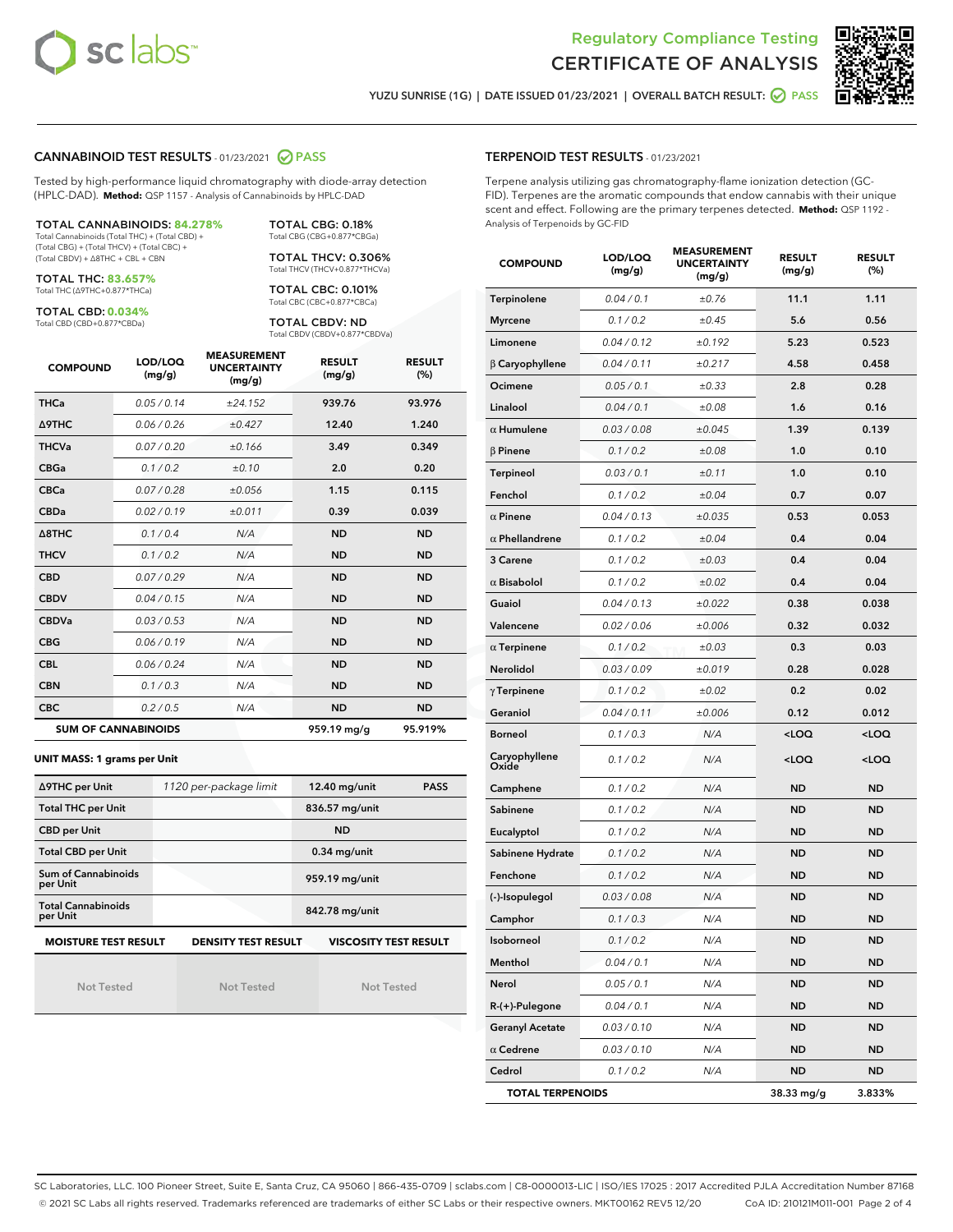# Regulatory Compliance Testing
# CERTIFICATE OF ANALYSIS

YUZU SUNRISE (1G) | DATE ISSUED 01/23/2021 | OVERALL BATCH RESULT: PASS

## CANNABINOID TEST RESULTS - 01/23/2021 PASS

Tested by high-performance liquid chromatography with diode-array detection (HPLC-DAD). **Method:** QSP 1157 - Analysis of Cannabinoids by HPLC-DAD

**TOTAL CANNABINOIDS: 84.278%**
Total Cannabinoids (Total THC) + (Total CBD) + (Total CBG) + (Total THCV) + (Total CBC) + (Total CBDV) + Δ8THC + CBL + CBN

**TOTAL THC: 83.657%**
Total THC (Δ9THC+0.877*THCa)

**TOTAL CBD: 0.034%**
Total CBD (CBD+0.877*CBDa)

**TOTAL CBG: 0.18%**
Total CBG (CBG+0.877*CBGa)

**TOTAL THCV: 0.306%**
Total THCV (THCV+0.877*THCVa)

**TOTAL CBC: 0.101%**
Total CBC (CBC+0.877*CBCa)

**TOTAL CBDV: ND**
Total CBDV (CBDV+0.877*CBDVa)

| COMPOUND | LOD/LOQ (mg/g) | MEASUREMENT UNCERTAINTY (mg/g) | RESULT (mg/g) | RESULT (%) |
|---|---|---|---|---|
| THCa | 0.05 / 0.14 | ±24.152 | 939.76 | 93.976 |
| Δ9THC | 0.06 / 0.26 | ±0.427 | 12.40 | 1.240 |
| THCVa | 0.07 / 0.20 | ±0.166 | 3.49 | 0.349 |
| CBGa | 0.1 / 0.2 | ±0.10 | 2.0 | 0.20 |
| CBCa | 0.07 / 0.28 | ±0.056 | 1.15 | 0.115 |
| CBDa | 0.02 / 0.19 | ±0.011 | 0.39 | 0.039 |
| Δ8THC | 0.1 / 0.4 | N/A | ND | ND |
| THCV | 0.1 / 0.2 | N/A | ND | ND |
| CBD | 0.07 / 0.29 | N/A | ND | ND |
| CBDV | 0.04 / 0.15 | N/A | ND | ND |
| CBDVa | 0.03 / 0.53 | N/A | ND | ND |
| CBG | 0.06 / 0.19 | N/A | ND | ND |
| CBL | 0.06 / 0.24 | N/A | ND | ND |
| CBN | 0.1 / 0.3 | N/A | ND | ND |
| CBC | 0.2 / 0.5 | N/A | ND | ND |
| **SUM OF CANNABINOIDS** | | | 959.19 mg/g | 95.919% |

**UNIT MASS: 1 grams per Unit**

| | | | |
|---|---|---|---|
| Δ9THC per Unit | 1120 per-package limit | 12.40 mg/unit | PASS |
| Total THC per Unit | | 836.57 mg/unit | |
| CBD per Unit | | ND | |
| Total CBD per Unit | | 0.34 mg/unit | |
| Sum of Cannabinoids per Unit | | 959.19 mg/unit | |
| Total Cannabinoids per Unit | | 842.78 mg/unit | |

| MOISTURE TEST RESULT | DENSITY TEST RESULT | VISCOSITY TEST RESULT |
|---|---|---|
| Not Tested | Not Tested | Not Tested |

## TERPENOID TEST RESULTS - 01/23/2021

Terpene analysis utilizing gas chromatography-flame ionization detection (GC-FID). Terpenes are the aromatic compounds that endow cannabis with their unique scent and effect. Following are the primary terpenes detected. **Method:** QSP 1192 - Analysis of Terpenoids by GC-FID

| COMPOUND | LOD/LOQ (mg/g) | MEASUREMENT UNCERTAINTY (mg/g) | RESULT (mg/g) | RESULT (%) |
|---|---|---|---|---|
| Terpinolene | 0.04 / 0.1 | ±0.76 | 11.1 | 1.11 |
| Myrcene | 0.1 / 0.2 | ±0.45 | 5.6 | 0.56 |
| Limonene | 0.04 / 0.12 | ±0.192 | 5.23 | 0.523 |
| β Caryophyllene | 0.04 / 0.11 | ±0.217 | 4.58 | 0.458 |
| Ocimene | 0.05 / 0.1 | ±0.33 | 2.8 | 0.28 |
| Linalool | 0.04 / 0.1 | ±0.08 | 1.6 | 0.16 |
| α Humulene | 0.03 / 0.08 | ±0.045 | 1.39 | 0.139 |
| β Pinene | 0.1 / 0.2 | ±0.08 | 1.0 | 0.10 |
| Terpineol | 0.03 / 0.1 | ±0.11 | 1.0 | 0.10 |
| Fenchol | 0.1 / 0.2 | ±0.04 | 0.7 | 0.07 |
| α Pinene | 0.04 / 0.13 | ±0.035 | 0.53 | 0.053 |
| α Phellandrene | 0.1 / 0.2 | ±0.04 | 0.4 | 0.04 |
| 3 Carene | 0.1 / 0.2 | ±0.03 | 0.4 | 0.04 |
| α Bisabolol | 0.1 / 0.2 | ±0.02 | 0.4 | 0.04 |
| Guaiol | 0.04 / 0.13 | ±0.022 | 0.38 | 0.038 |
| Valencene | 0.02 / 0.06 | ±0.006 | 0.32 | 0.032 |
| α Terpinene | 0.1 / 0.2 | ±0.03 | 0.3 | 0.03 |
| Nerolidol | 0.03 / 0.09 | ±0.019 | 0.28 | 0.028 |
| γ Terpinene | 0.1 / 0.2 | ±0.02 | 0.2 | 0.02 |
| Geraniol | 0.04 / 0.11 | ±0.006 | 0.12 | 0.012 |
| Borneol | 0.1 / 0.3 | N/A | <LOQ | <LOQ |
| Caryophyllene Oxide | 0.1 / 0.2 | N/A | <LOQ | <LOQ |
| Camphene | 0.1 / 0.2 | N/A | ND | ND |
| Sabinene | 0.1 / 0.2 | N/A | ND | ND |
| Eucalyptol | 0.1 / 0.2 | N/A | ND | ND |
| Sabinene Hydrate | 0.1 / 0.2 | N/A | ND | ND |
| Fenchone | 0.1 / 0.2 | N/A | ND | ND |
| (-)-Isopulegol | 0.03 / 0.08 | N/A | ND | ND |
| Camphor | 0.1 / 0.3 | N/A | ND | ND |
| Isoborneol | 0.1 / 0.2 | N/A | ND | ND |
| Menthol | 0.04 / 0.1 | N/A | ND | ND |
| Nerol | 0.05 / 0.1 | N/A | ND | ND |
| R-(+)-Pulegone | 0.04 / 0.1 | N/A | ND | ND |
| Geranyl Acetate | 0.03 / 0.10 | N/A | ND | ND |
| α Cedrene | 0.03 / 0.10 | N/A | ND | ND |
| Cedrol | 0.1 / 0.2 | N/A | ND | ND |
| **TOTAL TERPENOIDS** | | | 38.33 mg/g | 3.833% |

SC Laboratories, LLC. 100 Pioneer Street, Suite E, Santa Cruz, CA 95060 | 866-435-0709 | sclabs.com | C8-0000013-LIC | ISO/IES 17025 : 2017 Accredited PJLA Accreditation Number 87168
© 2021 SC Labs all rights reserved. Trademarks referenced are trademarks of either SC Labs or their respective owners. MKT00162 REV5 12/20 CoA ID: 210121M011-001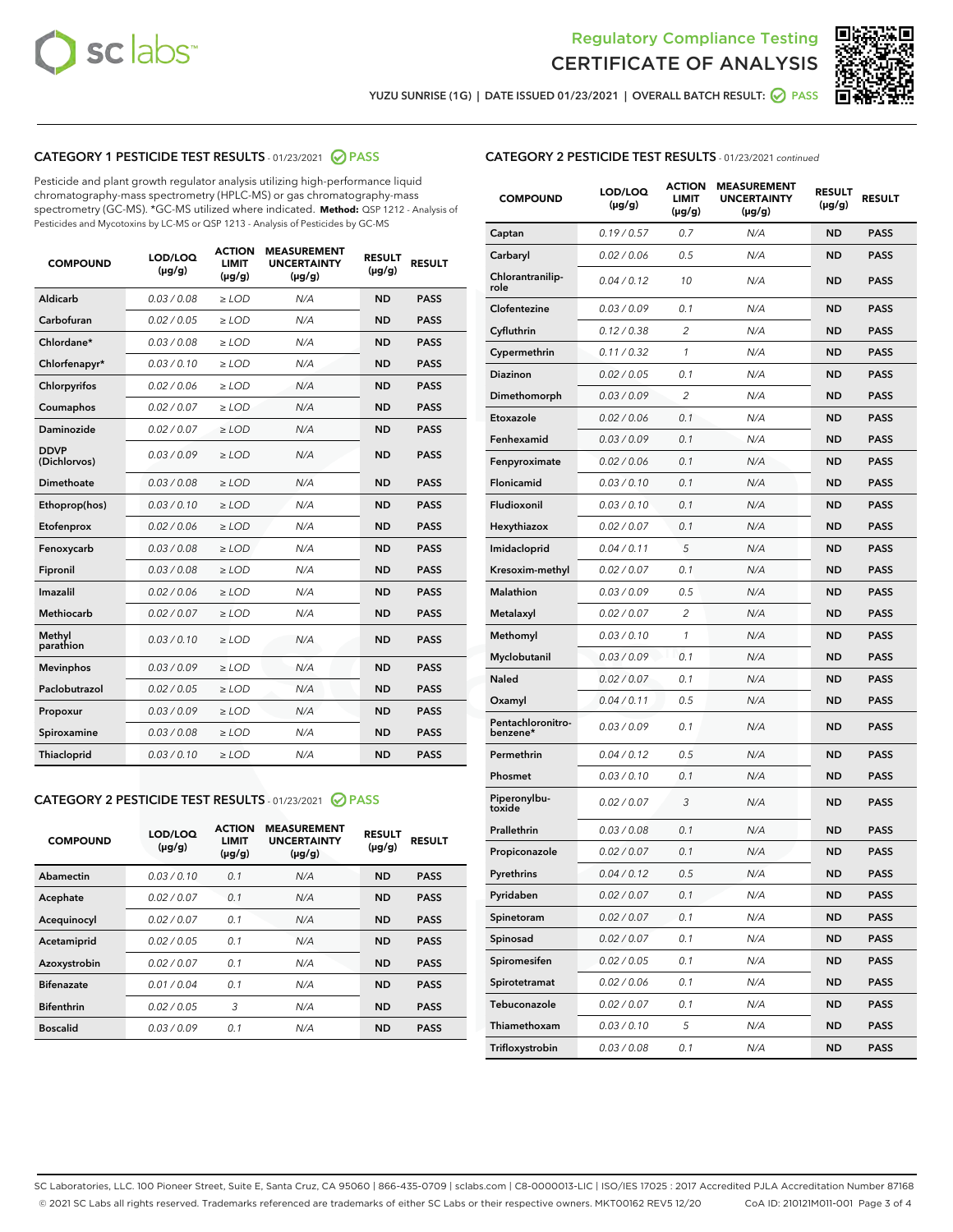Regulatory Compliance Testing

# CERTIFICATE OF ANALYSIS

YUZU SUNRISE (1G) | DATE ISSUED 01/23/2021 | OVERALL BATCH RESULT: PASS

## CATEGORY 1 PESTICIDE TEST RESULTS - 01/23/2021 PASS

Pesticide and plant growth regulator analysis utilizing high-performance liquid chromatography-mass spectrometry (HPLC-MS) or gas chromatography-mass spectrometry (GC-MS). *GC-MS utilized where indicated. **Method:** QSP 1212 - Analysis of Pesticides and Mycotoxins by LC-MS or QSP 1213 - Analysis of Pesticides by GC-MS

| COMPOUND | LOD/LOQ (µg/g) | ACTION LIMIT (µg/g) | MEASUREMENT UNCERTAINTY (µg/g) | RESULT (µg/g) | RESULT |
|---|---|---|---|---|---|
| Aldicarb | 0.03 / 0.08 | ≥ LOD | N/A | ND | PASS |
| Carbofuran | 0.02 / 0.05 | ≥ LOD | N/A | ND | PASS |
| Chlordane* | 0.03 / 0.08 | ≥ LOD | N/A | ND | PASS |
| Chlorfenapyr* | 0.03 / 0.10 | ≥ LOD | N/A | ND | PASS |
| Chlorpyrifos | 0.02 / 0.06 | ≥ LOD | N/A | ND | PASS |
| Coumaphos | 0.02 / 0.07 | ≥ LOD | N/A | ND | PASS |
| Daminozide | 0.02 / 0.07 | ≥ LOD | N/A | ND | PASS |
| DDVP (Dichlorvos) | 0.03 / 0.09 | ≥ LOD | N/A | ND | PASS |
| Dimethoate | 0.03 / 0.08 | ≥ LOD | N/A | ND | PASS |
| Ethoprop(hos) | 0.03 / 0.10 | ≥ LOD | N/A | ND | PASS |
| Etofenprox | 0.02 / 0.06 | ≥ LOD | N/A | ND | PASS |
| Fenoxycarb | 0.03 / 0.08 | ≥ LOD | N/A | ND | PASS |
| Fipronil | 0.03 / 0.08 | ≥ LOD | N/A | ND | PASS |
| Imazalil | 0.02 / 0.06 | ≥ LOD | N/A | ND | PASS |
| Methiocarb | 0.02 / 0.07 | ≥ LOD | N/A | ND | PASS |
| Methyl parathion | 0.03 / 0.10 | ≥ LOD | N/A | ND | PASS |
| Mevinphos | 0.03 / 0.09 | ≥ LOD | N/A | ND | PASS |
| Paclobutrazol | 0.02 / 0.05 | ≥ LOD | N/A | ND | PASS |
| Propoxur | 0.03 / 0.09 | ≥ LOD | N/A | ND | PASS |
| Spiroxamine | 0.03 / 0.08 | ≥ LOD | N/A | ND | PASS |
| Thiacloprid | 0.03 / 0.10 | ≥ LOD | N/A | ND | PASS |

## CATEGORY 2 PESTICIDE TEST RESULTS - 01/23/2021 PASS

| COMPOUND | LOD/LOQ (µg/g) | ACTION LIMIT (µg/g) | MEASUREMENT UNCERTAINTY (µg/g) | RESULT (µg/g) | RESULT |
|---|---|---|---|---|---|
| Abamectin | 0.03 / 0.10 | 0.1 | N/A | ND | PASS |
| Acephate | 0.02 / 0.07 | 0.1 | N/A | ND | PASS |
| Acequinocyl | 0.02 / 0.07 | 0.1 | N/A | ND | PASS |
| Acetamiprid | 0.02 / 0.05 | 0.1 | N/A | ND | PASS |
| Azoxystrobin | 0.02 / 0.07 | 0.1 | N/A | ND | PASS |
| Bifenazate | 0.01 / 0.04 | 0.1 | N/A | ND | PASS |
| Bifenthrin | 0.02 / 0.05 | 3 | N/A | ND | PASS |
| Boscalid | 0.03 / 0.09 | 0.1 | N/A | ND | PASS |
| Captan | 0.19 / 0.57 | 0.7 | N/A | ND | PASS |
| Carbaryl | 0.02 / 0.06 | 0.5 | N/A | ND | PASS |
| Chlorantraniliprole | 0.04 / 0.12 | 10 | N/A | ND | PASS |
| Clofentezine | 0.03 / 0.09 | 0.1 | N/A | ND | PASS |
| Cyfluthrin | 0.12 / 0.38 | 2 | N/A | ND | PASS |
| Cypermethrin | 0.11 / 0.32 | 1 | N/A | ND | PASS |
| Diazinon | 0.02 / 0.05 | 0.1 | N/A | ND | PASS |
| Dimethomorph | 0.03 / 0.09 | 2 | N/A | ND | PASS |
| Etoxazole | 0.02 / 0.06 | 0.1 | N/A | ND | PASS |
| Fenhexamid | 0.03 / 0.09 | 0.1 | N/A | ND | PASS |
| Fenpyroximate | 0.02 / 0.06 | 0.1 | N/A | ND | PASS |
| Flonicamid | 0.03 / 0.10 | 0.1 | N/A | ND | PASS |
| Fludioxonil | 0.03 / 0.10 | 0.1 | N/A | ND | PASS |
| Hexythiazox | 0.02 / 0.07 | 0.1 | N/A | ND | PASS |
| Imidacloprid | 0.04 / 0.11 | 5 | N/A | ND | PASS |
| Kresoxim-methyl | 0.02 / 0.07 | 0.1 | N/A | ND | PASS |
| Malathion | 0.03 / 0.09 | 0.5 | N/A | ND | PASS |
| Metalaxyl | 0.02 / 0.07 | 2 | N/A | ND | PASS |
| Methomyl | 0.03 / 0.10 | 1 | N/A | ND | PASS |
| Myclobutanil | 0.03 / 0.09 | 0.1 | N/A | ND | PASS |
| Naled | 0.02 / 0.07 | 0.1 | N/A | ND | PASS |
| Oxamyl | 0.04 / 0.11 | 0.5 | N/A | ND | PASS |
| Pentachloronitrobenzene* | 0.03 / 0.09 | 0.1 | N/A | ND | PASS |
| Permethrin | 0.04 / 0.12 | 0.5 | N/A | ND | PASS |
| Phosmet | 0.03 / 0.10 | 0.1 | N/A | ND | PASS |
| Piperonylbutoxide | 0.02 / 0.07 | 3 | N/A | ND | PASS |
| Prallethrin | 0.03 / 0.08 | 0.1 | N/A | ND | PASS |
| Propiconazole | 0.02 / 0.07 | 0.1 | N/A | ND | PASS |
| Pyrethrins | 0.04 / 0.12 | 0.5 | N/A | ND | PASS |
| Pyridaben | 0.02 / 0.07 | 0.1 | N/A | ND | PASS |
| Spinetoram | 0.02 / 0.07 | 0.1 | N/A | ND | PASS |
| Spinosad | 0.02 / 0.07 | 0.1 | N/A | ND | PASS |
| Spiromesifen | 0.02 / 0.05 | 0.1 | N/A | ND | PASS |
| Spirotetramat | 0.02 / 0.06 | 0.1 | N/A | ND | PASS |
| Tebuconazole | 0.02 / 0.07 | 0.1 | N/A | ND | PASS |
| Thiamethoxam | 0.03 / 0.10 | 5 | N/A | ND | PASS |
| Trifloxystrobin | 0.03 / 0.08 | 0.1 | N/A | ND | PASS |

SC Laboratories, LLC. 100 Pioneer Street, Suite E, Santa Cruz, CA 95060 | 866-435-0709 | sclabs.com | C8-0000013-LIC | ISO/IES 17025 : 2017 Accredited PJLA Accreditation Number 87168
© 2021 SC Labs all rights reserved. Trademarks referenced are trademarks of either SC Labs or their respective owners. MKT00162 REV5 12/20 CoA ID: 210121M011-001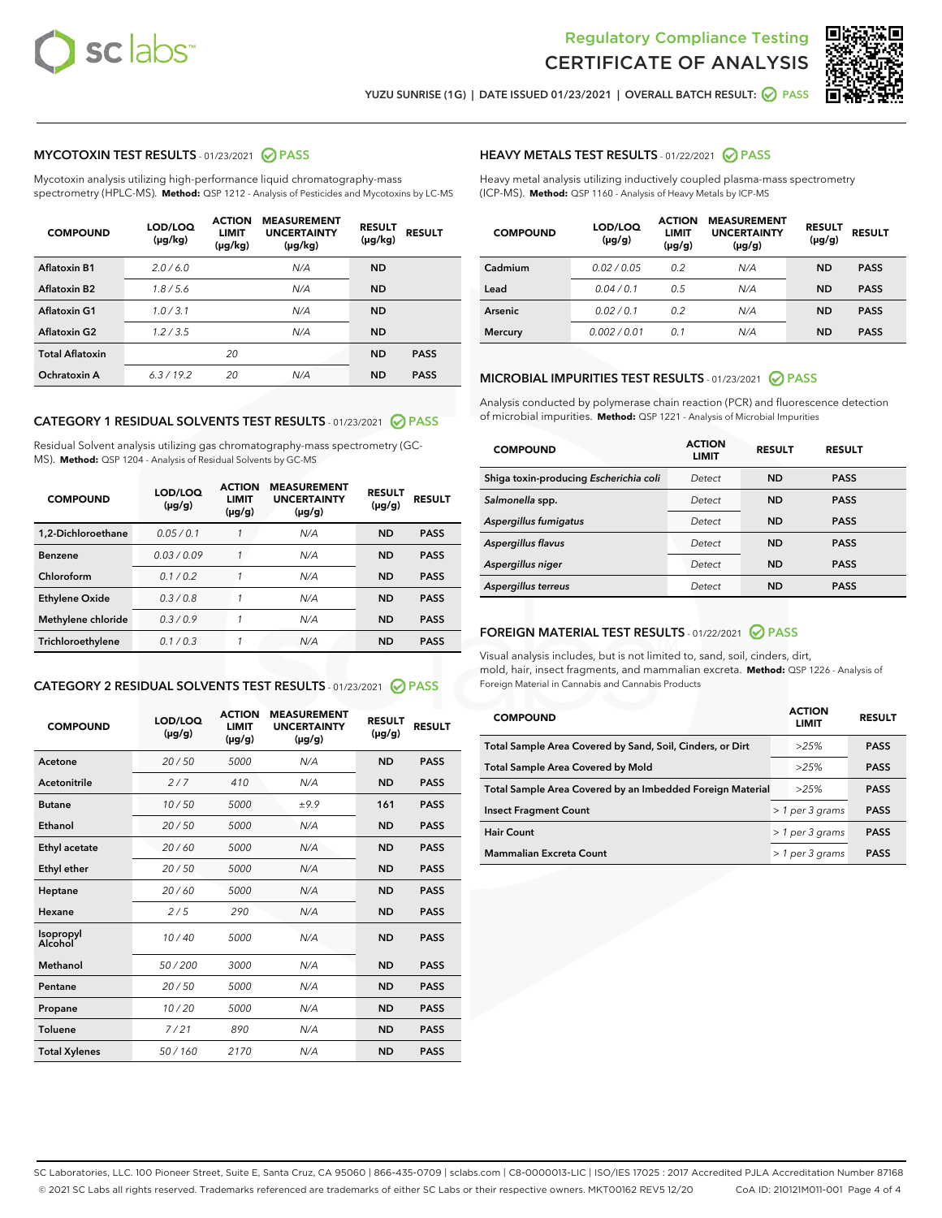# Regulatory Compliance Testing
# CERTIFICATE OF ANALYSIS

YUZU SUNRISE (1G) | DATE ISSUED 01/23/2021 | OVERALL BATCH RESULT: PASS

## MYCOTOXIN TEST RESULTS - 01/23/2021 PASS

Mycotoxin analysis utilizing high-performance liquid chromatography-mass spectrometry (HPLC-MS). **Method:** QSP 1212 - Analysis of Pesticides and Mycotoxins by LC-MS

| COMPOUND | LOD/LOQ (μg/kg) | ACTION LIMIT (μg/kg) | MEASUREMENT UNCERTAINTY (μg/kg) | RESULT (μg/kg) | RESULT |
|---|---|---|---|---|---|
| Aflatoxin B1 | 2.0 / 6.0 | | N/A | ND | |
| Aflatoxin B2 | 1.8 / 5.6 | | N/A | ND | |
| Aflatoxin G1 | 1.0 / 3.1 | | N/A | ND | |
| Aflatoxin G2 | 1.2 / 3.5 | | N/A | ND | |
| Total Aflatoxin | | 20 | | ND | PASS |
| Ochratoxin A | 6.3 / 19.2 | 20 | N/A | ND | PASS |

## CATEGORY 1 RESIDUAL SOLVENTS TEST RESULTS - 01/23/2021 PASS

Residual Solvent analysis utilizing gas chromatography-mass spectrometry (GC-MS). **Method:** QSP 1204 - Analysis of Residual Solvents by GC-MS

| COMPOUND | LOD/LOQ (μg/g) | ACTION LIMIT (μg/g) | MEASUREMENT UNCERTAINTY (μg/g) | RESULT (μg/g) | RESULT |
|---|---|---|---|---|---|
| 1,2-Dichloroethane | 0.05 / 0.1 | 1 | N/A | ND | PASS |
| Benzene | 0.03 / 0.09 | 1 | N/A | ND | PASS |
| Chloroform | 0.1 / 0.2 | 1 | N/A | ND | PASS |
| Ethylene Oxide | 0.3 / 0.8 | 1 | N/A | ND | PASS |
| Methylene chloride | 0.3 / 0.9 | 1 | N/A | ND | PASS |
| Trichloroethylene | 0.1 / 0.3 | 1 | N/A | ND | PASS |

## CATEGORY 2 RESIDUAL SOLVENTS TEST RESULTS - 01/23/2021 PASS

| COMPOUND | LOD/LOQ (μg/g) | ACTION LIMIT (μg/g) | MEASUREMENT UNCERTAINTY (μg/g) | RESULT (μg/g) | RESULT |
|---|---|---|---|---|---|
| Acetone | 20 / 50 | 5000 | N/A | ND | PASS |
| Acetonitrile | 2 / 7 | 410 | N/A | ND | PASS |
| Butane | 10 / 50 | 5000 | ±9.9 | 161 | PASS |
| Ethanol | 20 / 50 | 5000 | N/A | ND | PASS |
| Ethyl acetate | 20 / 60 | 5000 | N/A | ND | PASS |
| Ethyl ether | 20 / 50 | 5000 | N/A | ND | PASS |
| Heptane | 20 / 60 | 5000 | N/A | ND | PASS |
| Hexane | 2 / 5 | 290 | N/A | ND | PASS |
| Isopropyl Alcohol | 10 / 40 | 5000 | N/A | ND | PASS |
| Methanol | 50 / 200 | 3000 | N/A | ND | PASS |
| Pentane | 20 / 50 | 5000 | N/A | ND | PASS |
| Propane | 10 / 20 | 5000 | N/A | ND | PASS |
| Toluene | 7 / 21 | 890 | N/A | ND | PASS |
| Total Xylenes | 50 / 160 | 2170 | N/A | ND | PASS |

## HEAVY METALS TEST RESULTS - 01/22/2021 PASS

Heavy metal analysis utilizing inductively coupled plasma-mass spectrometry (ICP-MS). **Method:** QSP 1160 - Analysis of Heavy Metals by ICP-MS

| COMPOUND | LOD/LOQ (μg/g) | ACTION LIMIT (μg/g) | MEASUREMENT UNCERTAINTY (μg/g) | RESULT (μg/g) | RESULT |
|---|---|---|---|---|---|
| Cadmium | 0.02 / 0.05 | 0.2 | N/A | ND | PASS |
| Lead | 0.04 / 0.1 | 0.5 | N/A | ND | PASS |
| Arsenic | 0.02 / 0.1 | 0.2 | N/A | ND | PASS |
| Mercury | 0.002 / 0.01 | 0.1 | N/A | ND | PASS |

## MICROBIAL IMPURITIES TEST RESULTS - 01/23/2021 PASS

Analysis conducted by polymerase chain reaction (PCR) and fluorescence detection of microbial impurities. **Method:** QSP 1221 - Analysis of Microbial Impurities

| COMPOUND | ACTION LIMIT | RESULT | RESULT |
|---|---|---|---|
| Shiga toxin-producing *Escherichia coli* | Detect | ND | PASS |
| *Salmonella* spp. | Detect | ND | PASS |
| *Aspergillus fumigatus* | Detect | ND | PASS |
| *Aspergillus flavus* | Detect | ND | PASS |
| *Aspergillus niger* | Detect | ND | PASS |
| *Aspergillus terreus* | Detect | ND | PASS |

## FOREIGN MATERIAL TEST RESULTS - 01/22/2021 PASS

Visual analysis includes, but is not limited to, sand, soil, cinders, dirt, mold, hair, insect fragments, and mammalian excreta. **Method:** QSP 1226 - Analysis of Foreign Material in Cannabis and Cannabis Products

| COMPOUND | ACTION LIMIT | RESULT |
|---|---|---|
| Total Sample Area Covered by Sand, Soil, Cinders, or Dirt | >25% | PASS |
| Total Sample Area Covered by Mold | >25% | PASS |
| Total Sample Area Covered by an Imbedded Foreign Material | >25% | PASS |
| Insect Fragment Count | > 1 per 3 grams | PASS |
| Hair Count | > 1 per 3 grams | PASS |
| Mammalian Excreta Count | > 1 per 3 grams | PASS |

SC Laboratories, LLC. 100 Pioneer Street, Suite E, Santa Cruz, CA 95060 | 866-435-0709 | sclabs.com | C8-0000013-LIC | ISO/IES 17025 : 2017 Accredited PJLA Accreditation Number 87168
© 2021 SC Labs all rights reserved. Trademarks referenced are trademarks of either SC Labs or their respective owners. MKT00162 REV5 12/20 CoA ID: 210121M011-001